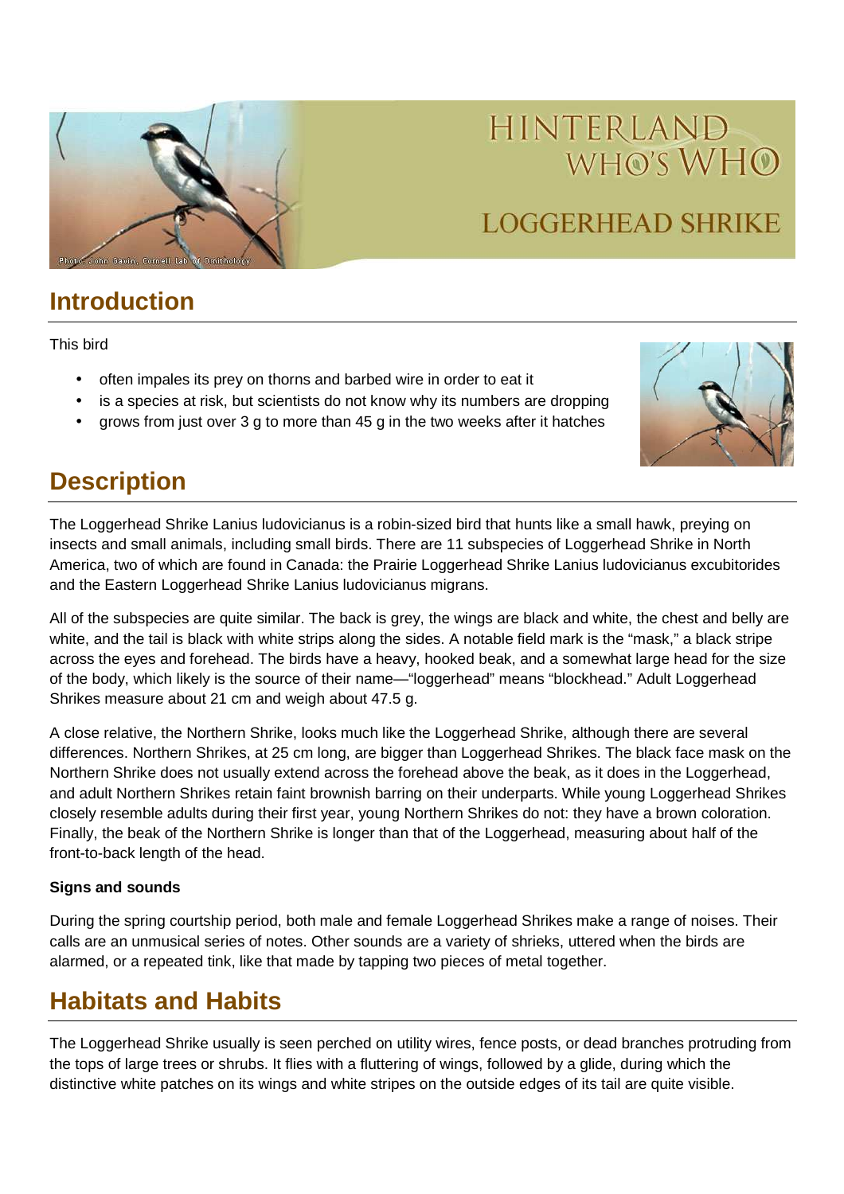# HINTERLAND WHO'S WHO

# LOGGERHEAD SHRIKE

Photo: John Gavin, Cornell Lab of Ornithology

## Introduction

This bird

- often impales its prey on thorns and barbed wire in order to eat it
- is a species at risk, but scientists do not know why its numbers are dropping
- grows from just over 3 g to more than 45 g in the two weeks after it hatches

## Description

The Loggerhead Shrike Lanius ludovicianus is a robin-sized bird that hunts like a small hawk, preying on insects and small animals, including small birds. There are 11 subspecies of Loggerhead Shrike in North America, two of which are found in Canada: the Prairie Loggerhead Shrike Lanius ludovicianus excubitorides and the Eastern Loggerhead Shrike Lanius ludovicianus migrans.

All of the subspecies are quite similar. The back is grey, the wings are black and white, the chest and belly are white, and the tail is black with white strips along the sides. A notable field mark is the "mask," a black stripe across the eyes and forehead. The birds have a heavy, hooked beak, and a somewhat large head for the size of the body, which likely is the source of their name—"loggerhead" means "blockhead." Adult Loggerhead Shrikes measure about 21 cm and weigh about 47.5 g.

A close relative, the Northern Shrike, looks much like the Loggerhead Shrike, although there are several differences. Northern Shrikes, at 25 cm long, are bigger than Loggerhead Shrikes. The black face mask on the Northern Shrike does not usually extend across the forehead above the beak, as it does in the Loggerhead, and adult Northern Shrikes retain faint brownish barring on their underparts. While young Loggerhead Shrikes closely resemble adults during their first year, young Northern Shrikes do not: they have a brown coloration. Finally, the beak of the Northern Shrike is longer than that of the Loggerhead, measuring about half of the front-to-back length of the head.

**Signs and sounds**

During the spring courtship period, both male and female Loggerhead Shrikes make a range of noises. Their calls are an unmusical series of notes. Other sounds are a variety of shrieks, uttered when the birds are alarmed, or a repeated tink, like that made by tapping two pieces of metal together.

## Habitats and Habits

The Loggerhead Shrike usually is seen perched on utility wires, fence posts, or dead branches protruding from the tops of large trees or shrubs. It flies with a fluttering of wings, followed by a glide, during which the distinctive white patches on its wings and white stripes on the outside edges of its tail are quite visible.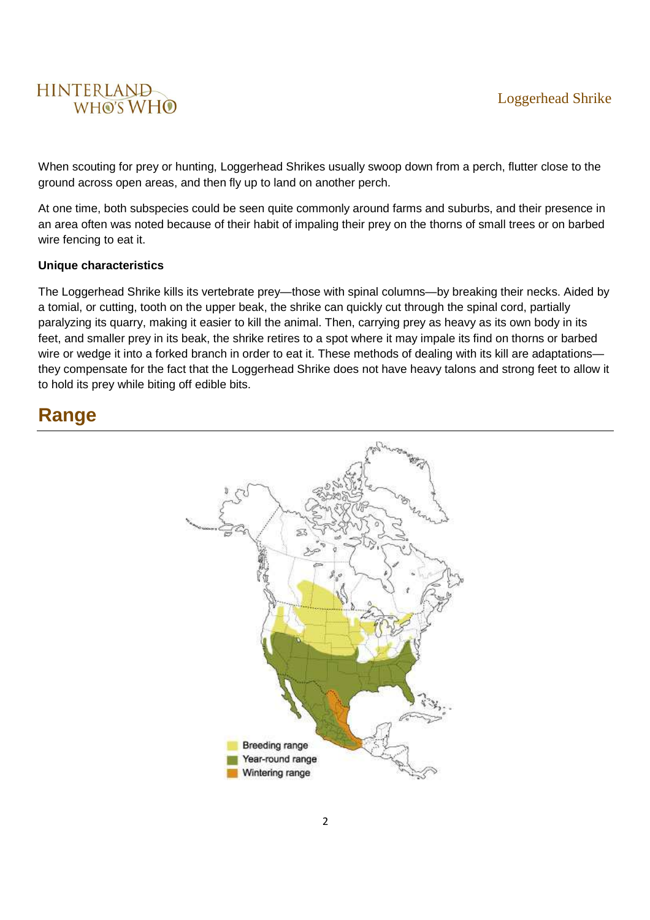When scouting for prey or hunting, Loggerhead Shrikes usually swoop down from a perch, flutter close to the ground across open areas, and then fly up to land on another perch.

At one time, both subspecies could be seen quite commonly around farms and suburbs, and their presence in an area often was noted because of their habit of impaling their prey on the thorns of small trees or on barbed wire fencing to eat it.

**Unique characteristics**

The Loggerhead Shrike kills its vertebrate prey—those with spinal columns—by breaking their necks. Aided by a tomial, or cutting, tooth on the upper beak, the shrike can quickly cut through the spinal cord, partially paralyzing its quarry, making it easier to kill the animal. Then, carrying prey as heavy as its own body in its feet, and smaller prey in its beak, the shrike retires to a spot where it may impale its find on thorns or barbed wire or wedge it into a forked branch in order to eat it. These methods of dealing with its kill are adaptations—they compensate for the fact that the Loggerhead Shrike does not have heavy talons and strong feet to allow it to hold its prey while biting off edible bits.

## Range

Breeding range
Year-round range
Wintering range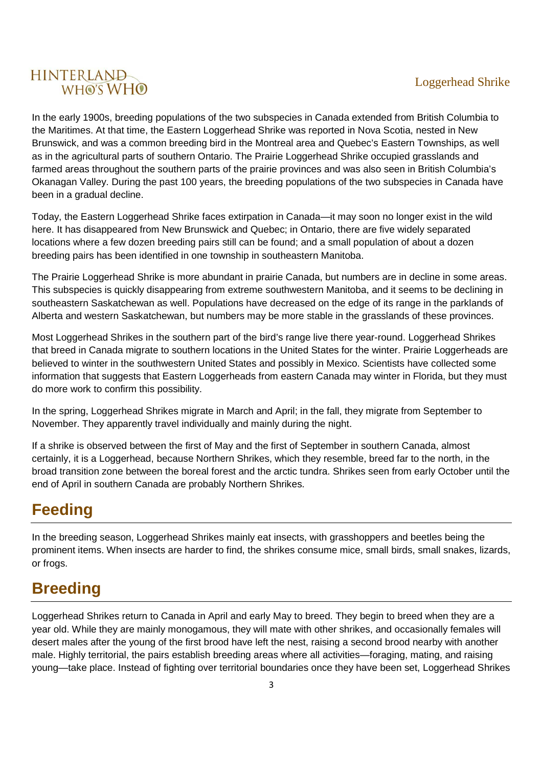In the early 1900s, breeding populations of the two subspecies in Canada extended from British Columbia to the Maritimes. At that time, the Eastern Loggerhead Shrike was reported in Nova Scotia, nested in New Brunswick, and was a common breeding bird in the Montreal area and Quebec's Eastern Townships, as well as in the agricultural parts of southern Ontario. The Prairie Loggerhead Shrike occupied grasslands and farmed areas throughout the southern parts of the prairie provinces and was also seen in British Columbia's Okanagan Valley. During the past 100 years, the breeding populations of the two subspecies in Canada have been in a gradual decline.

Today, the Eastern Loggerhead Shrike faces extirpation in Canada—it may soon no longer exist in the wild here. It has disappeared from New Brunswick and Quebec; in Ontario, there are five widely separated locations where a few dozen breeding pairs still can be found; and a small population of about a dozen breeding pairs has been identified in one township in southeastern Manitoba.

The Prairie Loggerhead Shrike is more abundant in prairie Canada, but numbers are in decline in some areas. This subspecies is quickly disappearing from extreme southwestern Manitoba, and it seems to be declining in southeastern Saskatchewan as well. Populations have decreased on the edge of its range in the parklands of Alberta and western Saskatchewan, but numbers may be more stable in the grasslands of these provinces.

Most Loggerhead Shrikes in the southern part of the bird's range live there year-round. Loggerhead Shrikes that breed in Canada migrate to southern locations in the United States for the winter. Prairie Loggerheads are believed to winter in the southwestern United States and possibly in Mexico. Scientists have collected some information that suggests that Eastern Loggerheads from eastern Canada may winter in Florida, but they must do more work to confirm this possibility.

In the spring, Loggerhead Shrikes migrate in March and April; in the fall, they migrate from September to November. They apparently travel individually and mainly during the night.

If a shrike is observed between the first of May and the first of September in southern Canada, almost certainly, it is a Loggerhead, because Northern Shrikes, which they resemble, breed far to the north, in the broad transition zone between the boreal forest and the arctic tundra. Shrikes seen from early October until the end of April in southern Canada are probably Northern Shrikes.

## Feeding

In the breeding season, Loggerhead Shrikes mainly eat insects, with grasshoppers and beetles being the prominent items. When insects are harder to find, the shrikes consume mice, small birds, small snakes, lizards, or frogs.

## Breeding

Loggerhead Shrikes return to Canada in April and early May to breed. They begin to breed when they are a year old. While they are mainly monogamous, they will mate with other shrikes, and occasionally females will desert males after the young of the first brood have left the nest, raising a second brood nearby with another male. Highly territorial, the pairs establish breeding areas where all activities—foraging, mating, and raising young—take place. Instead of fighting over territorial boundaries once they have been set, Loggerhead Shrikes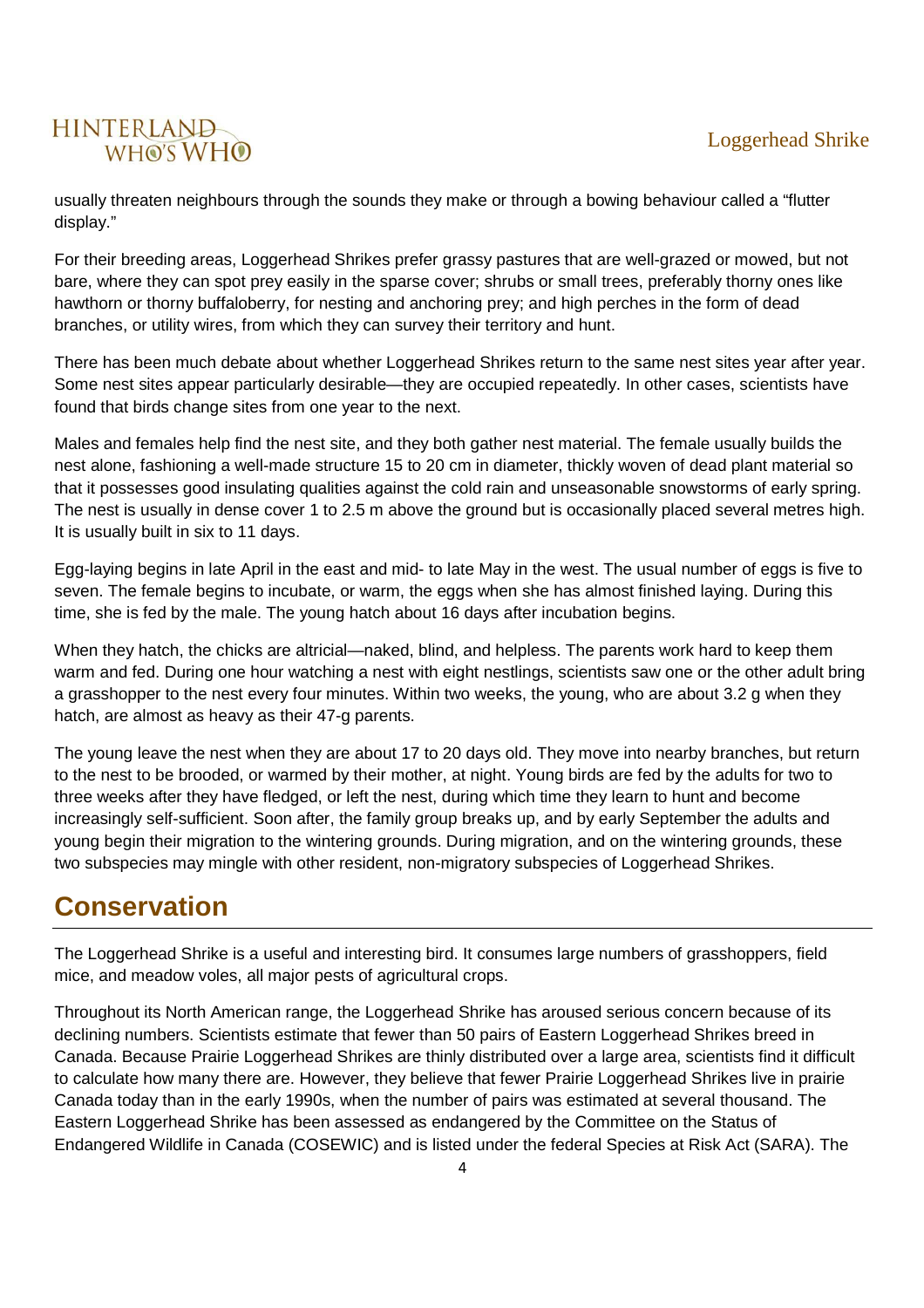usually threaten neighbours through the sounds they make or through a bowing behaviour called a "flutter display."

For their breeding areas, Loggerhead Shrikes prefer grassy pastures that are well-grazed or mowed, but not bare, where they can spot prey easily in the sparse cover; shrubs or small trees, preferably thorny ones like hawthorn or thorny buffaloberry, for nesting and anchoring prey; and high perches in the form of dead branches, or utility wires, from which they can survey their territory and hunt.

There has been much debate about whether Loggerhead Shrikes return to the same nest sites year after year. Some nest sites appear particularly desirable—they are occupied repeatedly. In other cases, scientists have found that birds change sites from one year to the next.

Males and females help find the nest site, and they both gather nest material. The female usually builds the nest alone, fashioning a well-made structure 15 to 20 cm in diameter, thickly woven of dead plant material so that it possesses good insulating qualities against the cold rain and unseasonable snowstorms of early spring. The nest is usually in dense cover 1 to 2.5 m above the ground but is occasionally placed several metres high. It is usually built in six to 11 days.

Egg-laying begins in late April in the east and mid- to late May in the west. The usual number of eggs is five to seven. The female begins to incubate, or warm, the eggs when she has almost finished laying. During this time, she is fed by the male. The young hatch about 16 days after incubation begins.

When they hatch, the chicks are altricial—naked, blind, and helpless. The parents work hard to keep them warm and fed. During one hour watching a nest with eight nestlings, scientists saw one or the other adult bring a grasshopper to the nest every four minutes. Within two weeks, the young, who are about 3.2 g when they hatch, are almost as heavy as their 47-g parents.

The young leave the nest when they are about 17 to 20 days old. They move into nearby branches, but return to the nest to be brooded, or warmed by their mother, at night. Young birds are fed by the adults for two to three weeks after they have fledged, or left the nest, during which time they learn to hunt and become increasingly self-sufficient. Soon after, the family group breaks up, and by early September the adults and young begin their migration to the wintering grounds. During migration, and on the wintering grounds, these two subspecies may mingle with other resident, non-migratory subspecies of Loggerhead Shrikes.

## Conservation

The Loggerhead Shrike is a useful and interesting bird. It consumes large numbers of grasshoppers, field mice, and meadow voles, all major pests of agricultural crops.

Throughout its North American range, the Loggerhead Shrike has aroused serious concern because of its declining numbers. Scientists estimate that fewer than 50 pairs of Eastern Loggerhead Shrikes breed in Canada. Because Prairie Loggerhead Shrikes are thinly distributed over a large area, scientists find it difficult to calculate how many there are. However, they believe that fewer Prairie Loggerhead Shrikes live in prairie Canada today than in the early 1990s, when the number of pairs was estimated at several thousand. The Eastern Loggerhead Shrike has been assessed as endangered by the Committee on the Status of Endangered Wildlife in Canada (COSEWIC) and is listed under the federal Species at Risk Act (SARA). The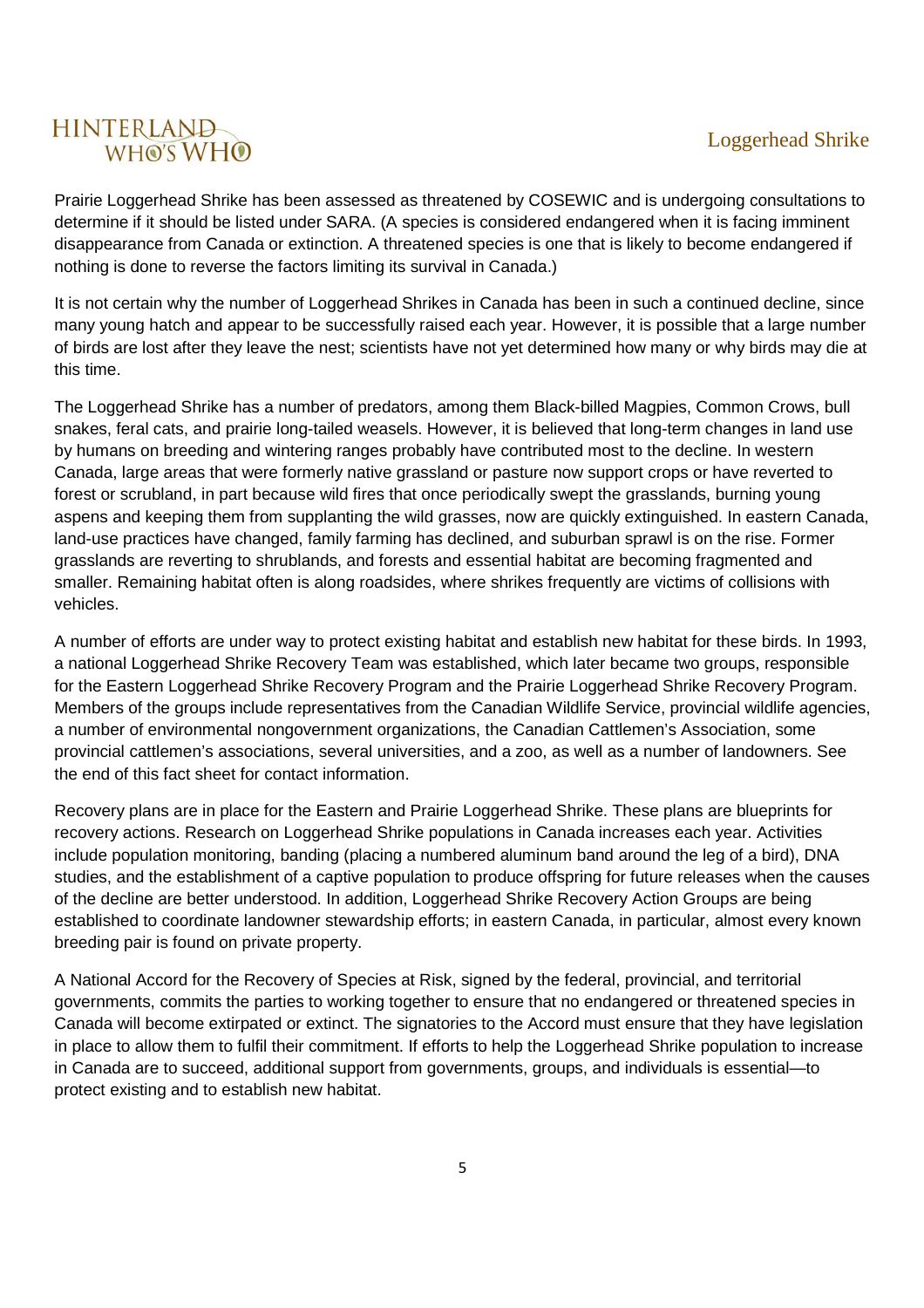Prairie Loggerhead Shrike has been assessed as threatened by COSEWIC and is undergoing consultations to determine if it should be listed under SARA. (A species is considered endangered when it is facing imminent disappearance from Canada or extinction. A threatened species is one that is likely to become endangered if nothing is done to reverse the factors limiting its survival in Canada.)

It is not certain why the number of Loggerhead Shrikes in Canada has been in such a continued decline, since many young hatch and appear to be successfully raised each year. However, it is possible that a large number of birds are lost after they leave the nest; scientists have not yet determined how many or why birds may die at this time.

The Loggerhead Shrike has a number of predators, among them Black-billed Magpies, Common Crows, bull snakes, feral cats, and prairie long-tailed weasels. However, it is believed that long-term changes in land use by humans on breeding and wintering ranges probably have contributed most to the decline. In western Canada, large areas that were formerly native grassland or pasture now support crops or have reverted to forest or scrubland, in part because wild fires that once periodically swept the grasslands, burning young aspens and keeping them from supplanting the wild grasses, now are quickly extinguished. In eastern Canada, land-use practices have changed, family farming has declined, and suburban sprawl is on the rise. Former grasslands are reverting to shrublands, and forests and essential habitat are becoming fragmented and smaller. Remaining habitat often is along roadsides, where shrikes frequently are victims of collisions with vehicles.

A number of efforts are under way to protect existing habitat and establish new habitat for these birds. In 1993, a national Loggerhead Shrike Recovery Team was established, which later became two groups, responsible for the Eastern Loggerhead Shrike Recovery Program and the Prairie Loggerhead Shrike Recovery Program. Members of the groups include representatives from the Canadian Wildlife Service, provincial wildlife agencies, a number of environmental nongovernment organizations, the Canadian Cattlemen's Association, some provincial cattlemen's associations, several universities, and a zoo, as well as a number of landowners. See the end of this fact sheet for contact information.

Recovery plans are in place for the Eastern and Prairie Loggerhead Shrike. These plans are blueprints for recovery actions. Research on Loggerhead Shrike populations in Canada increases each year. Activities include population monitoring, banding (placing a numbered aluminum band around the leg of a bird), DNA studies, and the establishment of a captive population to produce offspring for future releases when the causes of the decline are better understood. In addition, Loggerhead Shrike Recovery Action Groups are being established to coordinate landowner stewardship efforts; in eastern Canada, in particular, almost every known breeding pair is found on private property.

A National Accord for the Recovery of Species at Risk, signed by the federal, provincial, and territorial governments, commits the parties to working together to ensure that no endangered or threatened species in Canada will become extirpated or extinct. The signatories to the Accord must ensure that they have legislation in place to allow them to fulfil their commitment. If efforts to help the Loggerhead Shrike population to increase in Canada are to succeed, additional support from governments, groups, and individuals is essential—to protect existing and to establish new habitat.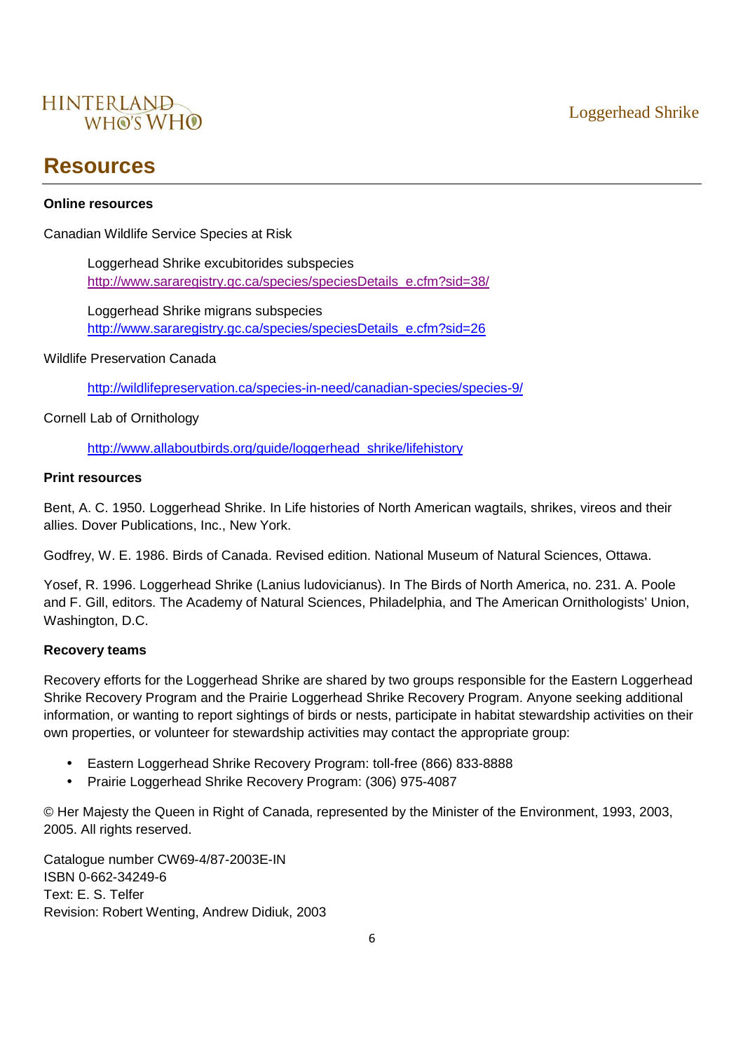## Resources

**Online resources**

Canadian Wildlife Service Species at Risk

> Loggerhead Shrike excubitorides subspecies
> http://www.sararegistry.gc.ca/species/speciesDetails_e.cfm?sid=38/
>
> Loggerhead Shrike migrans subspecies
> http://www.sararegistry.gc.ca/species/speciesDetails_e.cfm?sid=26

Wildlife Preservation Canada

> http://wildlifepreservation.ca/species-in-need/canadian-species/species-9/

Cornell Lab of Ornithology

> http://www.allaboutbirds.org/guide/loggerhead_shrike/lifehistory

**Print resources**

Bent, A. C. 1950. Loggerhead Shrike. In Life histories of North American wagtails, shrikes, vireos and their allies. Dover Publications, Inc., New York.

Godfrey, W. E. 1986. Birds of Canada. Revised edition. National Museum of Natural Sciences, Ottawa.

Yosef, R. 1996. Loggerhead Shrike (Lanius ludovicianus). In The Birds of North America, no. 231. A. Poole and F. Gill, editors. The Academy of Natural Sciences, Philadelphia, and The American Ornithologists' Union, Washington, D.C.

**Recovery teams**

Recovery efforts for the Loggerhead Shrike are shared by two groups responsible for the Eastern Loggerhead Shrike Recovery Program and the Prairie Loggerhead Shrike Recovery Program. Anyone seeking additional information, or wanting to report sightings of birds or nests, participate in habitat stewardship activities on their own properties, or volunteer for stewardship activities may contact the appropriate group:

- Eastern Loggerhead Shrike Recovery Program: toll-free (866) 833-8888
- Prairie Loggerhead Shrike Recovery Program: (306) 975-4087

© Her Majesty the Queen in Right of Canada, represented by the Minister of the Environment, 1993, 2003, 2005. All rights reserved.

Catalogue number CW69-4/87-2003E-IN
ISBN 0-662-34249-6
Text: E. S. Telfer
Revision: Robert Wenting, Andrew Didiuk, 2003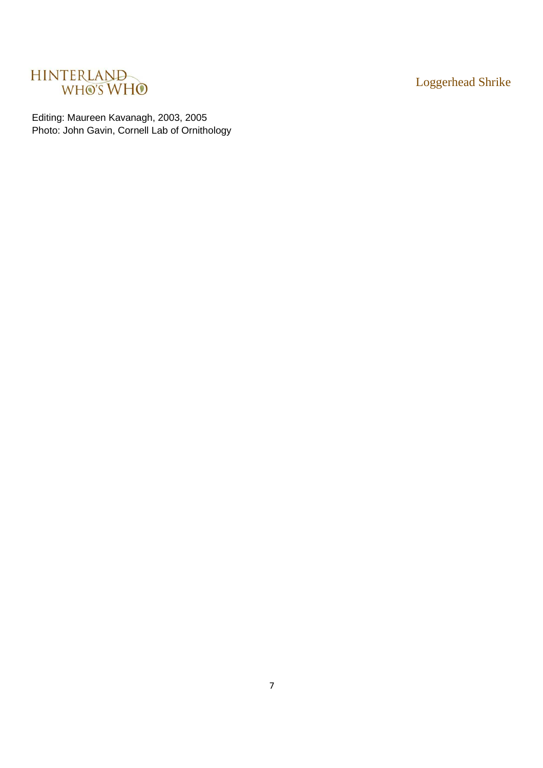Editing: Maureen Kavanagh, 2003, 2005
Photo: John Gavin, Cornell Lab of Ornithology